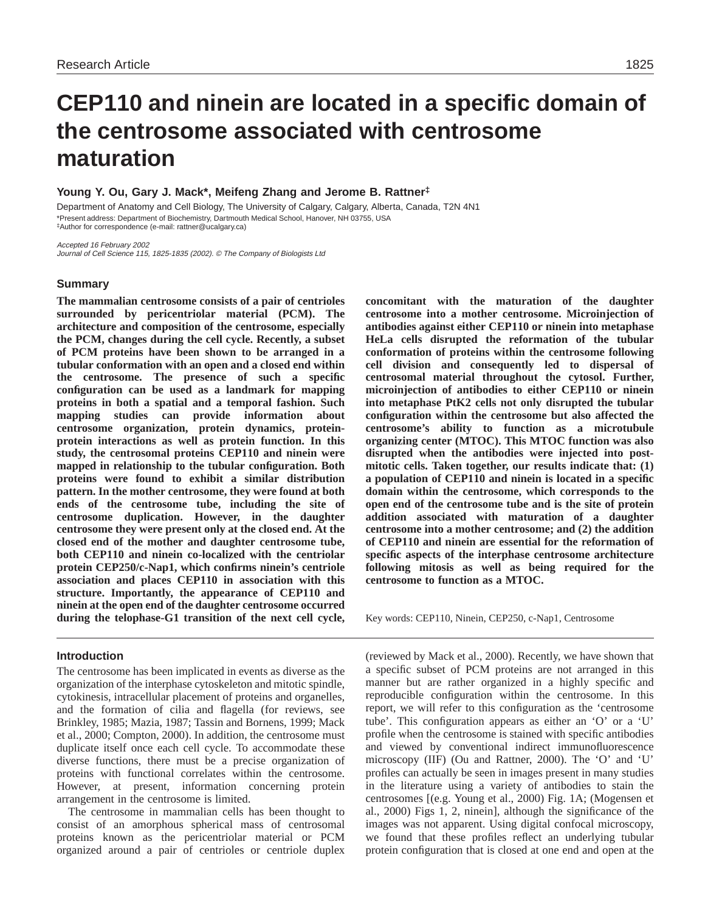# CEP110 and ninein are located in a specific domain of the centrosome associated with centrosome maturation

**Young Y. Ou, Gary J. Mack\*, Meifeng Zhang and Jerome B. Rattner‡**

Department of Anatomy and Cell Biology, The University of Calgary, Calgary, Alberta, Canada, T2N 4N1

\*Present address: Department of Biochemistry, Dartmouth Medical School, Hanover, NH 03755, USA

‡Author for correspondence (e-mail: rattner@ucalgary.ca)

*Accepted 16 February 2002*

*Journal of Cell Science 115, 1825-1835 (2002). © The Company of Biologists Ltd*

## Summary

**The mammalian centrosome consists of a pair of centrioles surrounded by pericentriolar material (PCM). The architecture and composition of the centrosome, especially the PCM, changes during the cell cycle. Recently, a subset of PCM proteins have been shown to be arranged in a tubular conformation with an open and a closed end within the centrosome. The presence of such a specific configuration can be used as a landmark for mapping proteins in both a spatial and a temporal fashion. Such mapping studies can provide information about centrosome organization, protein dynamics, protein-protein interactions as well as protein function. In this study, the centrosomal proteins CEP110 and ninein were mapped in relationship to the tubular configuration. Both proteins were found to exhibit a similar distribution pattern. In the mother centrosome, they were found at both ends of the centrosome tube, including the site of centrosome duplication. However, in the daughter centrosome they were present only at the closed end. At the closed end of the mother and daughter centrosome tube, both CEP110 and ninein co-localized with the centriolar protein CEP250/c-Nap1, which confirms ninein's centriole association and places CEP110 in association with this structure. Importantly, the appearance of CEP110 and ninein at the open end of the daughter centrosome occurred during the telophase-G1 transition of the next cell cycle, concomitant with the maturation of the daughter centrosome into a mother centrosome. Microinjection of antibodies against either CEP110 or ninein into metaphase HeLa cells disrupted the reformation of the tubular conformation of proteins within the centrosome following cell division and consequently led to dispersal of centrosomal material throughout the cytosol. Further, microinjection of antibodies to either CEP110 or ninein into metaphase PtK2 cells not only disrupted the tubular configuration within the centrosome but also affected the centrosome's ability to function as a microtubule organizing center (MTOC). This MTOC function was also disrupted when the antibodies were injected into post-mitotic cells. Taken together, our results indicate that: (1) a population of CEP110 and ninein is located in a specific domain within the centrosome, which corresponds to the open end of the centrosome tube and is the site of protein addition associated with maturation of a daughter centrosome into a mother centrosome; and (2) the addition of CEP110 and ninein are essential for the reformation of specific aspects of the interphase centrosome architecture following mitosis as well as being required for the centrosome to function as a MTOC.**

Key words: CEP110, Ninein, CEP250, c-Nap1, Centrosome

## Introduction

The centrosome has been implicated in events as diverse as the organization of the interphase cytoskeleton and mitotic spindle, cytokinesis, intracellular placement of proteins and organelles, and the formation of cilia and flagella (for reviews, see Brinkley, 1985; Mazia, 1987; Tassin and Bornens, 1999; Mack et al., 2000; Compton, 2000). In addition, the centrosome must duplicate itself once each cell cycle. To accommodate these diverse functions, there must be a precise organization of proteins with functional correlates within the centrosome. However, at present, information concerning protein arrangement in the centrosome is limited.

The centrosome in mammalian cells has been thought to consist of an amorphous spherical mass of centrosomal proteins known as the pericentriolar material or PCM organized around a pair of centrioles or centriole duplex (reviewed by Mack et al., 2000). Recently, we have shown that a specific subset of PCM proteins are not arranged in this manner but are rather organized in a highly specific and reproducible configuration within the centrosome. In this report, we will refer to this configuration as the 'centrosome tube'. This configuration appears as either an 'O' or a 'U' profile when the centrosome is stained with specific antibodies and viewed by conventional indirect immunofluorescence microscopy (IIF) (Ou and Rattner, 2000). The 'O' and 'U' profiles can actually be seen in images present in many studies in the literature using a variety of antibodies to stain the centrosomes [(e.g. Young et al., 2000) Fig. 1A; (Mogensen et al., 2000) Figs 1, 2, ninein], although the significance of the images was not apparent. Using digital confocal microscopy, we found that these profiles reflect an underlying tubular protein configuration that is closed at one end and open at the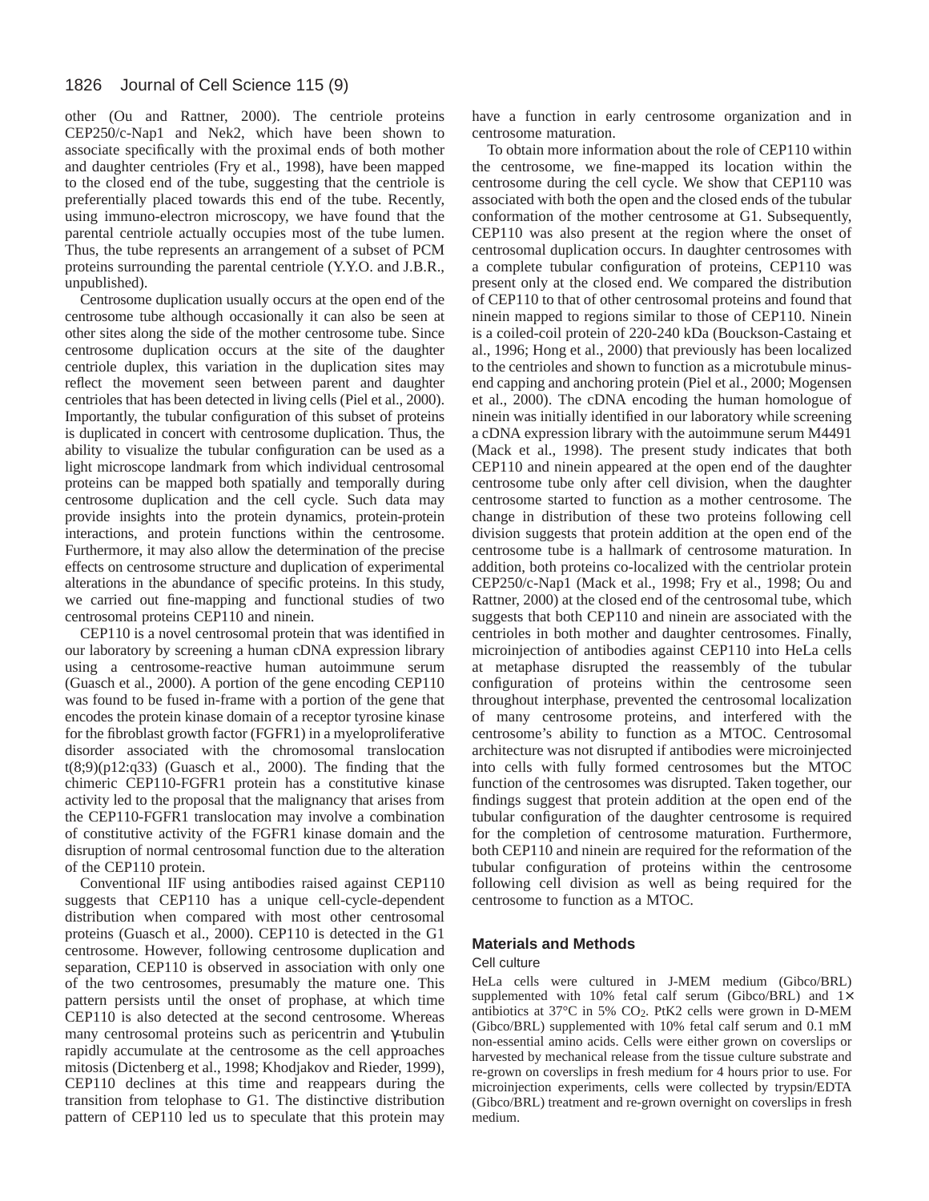other (Ou and Rattner, 2000). The centriole proteins CEP250/c-Nap1 and Nek2, which have been shown to associate specifically with the proximal ends of both mother and daughter centrioles (Fry et al., 1998), have been mapped to the closed end of the tube, suggesting that the centriole is preferentially placed towards this end of the tube. Recently, using immuno-electron microscopy, we have found that the parental centriole actually occupies most of the tube lumen. Thus, the tube represents an arrangement of a subset of PCM proteins surrounding the parental centriole (Y.Y.O. and J.B.R., unpublished).

Centrosome duplication usually occurs at the open end of the centrosome tube although occasionally it can also be seen at other sites along the side of the mother centrosome tube. Since centrosome duplication occurs at the site of the daughter centriole duplex, this variation in the duplication sites may reflect the movement seen between parent and daughter centrioles that has been detected in living cells (Piel et al., 2000). Importantly, the tubular configuration of this subset of proteins is duplicated in concert with centrosome duplication. Thus, the ability to visualize the tubular configuration can be used as a light microscope landmark from which individual centrosomal proteins can be mapped both spatially and temporally during centrosome duplication and the cell cycle. Such data may provide insights into the protein dynamics, protein-protein interactions, and protein functions within the centrosome. Furthermore, it may also allow the determination of the precise effects on centrosome structure and duplication of experimental alterations in the abundance of specific proteins. In this study, we carried out fine-mapping and functional studies of two centrosomal proteins CEP110 and ninein.

CEP110 is a novel centrosomal protein that was identified in our laboratory by screening a human cDNA expression library using a centrosome-reactive human autoimmune serum (Guasch et al., 2000). A portion of the gene encoding CEP110 was found to be fused in-frame with a portion of the gene that encodes the protein kinase domain of a receptor tyrosine kinase for the fibroblast growth factor (FGFR1) in a myeloproliferative disorder associated with the chromosomal translocation t(8;9)(p12:q33) (Guasch et al., 2000). The finding that the chimeric CEP110-FGFR1 protein has a constitutive kinase activity led to the proposal that the malignancy that arises from the CEP110-FGFR1 translocation may involve a combination of constitutive activity of the FGFR1 kinase domain and the disruption of normal centrosomal function due to the alteration of the CEP110 protein.

Conventional IIF using antibodies raised against CEP110 suggests that CEP110 has a unique cell-cycle-dependent distribution when compared with most other centrosomal proteins (Guasch et al., 2000). CEP110 is detected in the G1 centrosome. However, following centrosome duplication and separation, CEP110 is observed in association with only one of the two centrosomes, presumably the mature one. This pattern persists until the onset of prophase, at which time CEP110 is also detected at the second centrosome. Whereas many centrosomal proteins such as pericentrin and γ-tubulin rapidly accumulate at the centrosome as the cell approaches mitosis (Dictenberg et al., 1998; Khodjakov and Rieder, 1999), CEP110 declines at this time and reappears during the transition from telophase to G1. The distinctive distribution pattern of CEP110 led us to speculate that this protein may have a function in early centrosome organization and in centrosome maturation.

To obtain more information about the role of CEP110 within the centrosome, we fine-mapped its location within the centrosome during the cell cycle. We show that CEP110 was associated with both the open and the closed ends of the tubular conformation of the mother centrosome at G1. Subsequently, CEP110 was also present at the region where the onset of centrosomal duplication occurs. In daughter centrosomes with a complete tubular configuration of proteins, CEP110 was present only at the closed end. We compared the distribution of CEP110 to that of other centrosomal proteins and found that ninein mapped to regions similar to those of CEP110. Ninein is a coiled-coil protein of 220-240 kDa (Bouckson-Castaing et al., 1996; Hong et al., 2000) that previously has been localized to the centrioles and shown to function as a microtubule minus-end capping and anchoring protein (Piel et al., 2000; Mogensen et al., 2000). The cDNA encoding the human homologue of ninein was initially identified in our laboratory while screening a cDNA expression library with the autoimmune serum M4491 (Mack et al., 1998). The present study indicates that both CEP110 and ninein appeared at the open end of the daughter centrosome tube only after cell division, when the daughter centrosome started to function as a mother centrosome. The change in distribution of these two proteins following cell division suggests that protein addition at the open end of the centrosome tube is a hallmark of centrosome maturation. In addition, both proteins co-localized with the centriolar protein CEP250/c-Nap1 (Mack et al., 1998; Fry et al., 1998; Ou and Rattner, 2000) at the closed end of the centrosomal tube, which suggests that both CEP110 and ninein are associated with the centrioles in both mother and daughter centrosomes. Finally, microinjection of antibodies against CEP110 into HeLa cells at metaphase disrupted the reassembly of the tubular configuration of proteins within the centrosome seen throughout interphase, prevented the centrosomal localization of many centrosome proteins, and interfered with the centrosome's ability to function as a MTOC. Centrosomal architecture was not disrupted if antibodies were microinjected into cells with fully formed centrosomes but the MTOC function of the centrosomes was disrupted. Taken together, our findings suggest that protein addition at the open end of the tubular configuration of the daughter centrosome is required for the completion of centrosome maturation. Furthermore, both CEP110 and ninein are required for the reformation of the tubular configuration of proteins within the centrosome following cell division as well as being required for the centrosome to function as a MTOC.

## Materials and Methods

### Cell culture

HeLa cells were cultured in J-MEM medium (Gibco/BRL) supplemented with 10% fetal calf serum (Gibco/BRL) and 1× antibiotics at 37°C in 5% $CO_2$. PtK2 cells were grown in D-MEM (Gibco/BRL) supplemented with 10% fetal calf serum and 0.1 mM non-essential amino acids. Cells were either grown on coverslips or harvested by mechanical release from the tissue culture substrate and re-grown on coverslips in fresh medium for 4 hours prior to use. For microinjection experiments, cells were collected by trypsin/EDTA (Gibco/BRL) treatment and re-grown overnight on coverslips in fresh medium.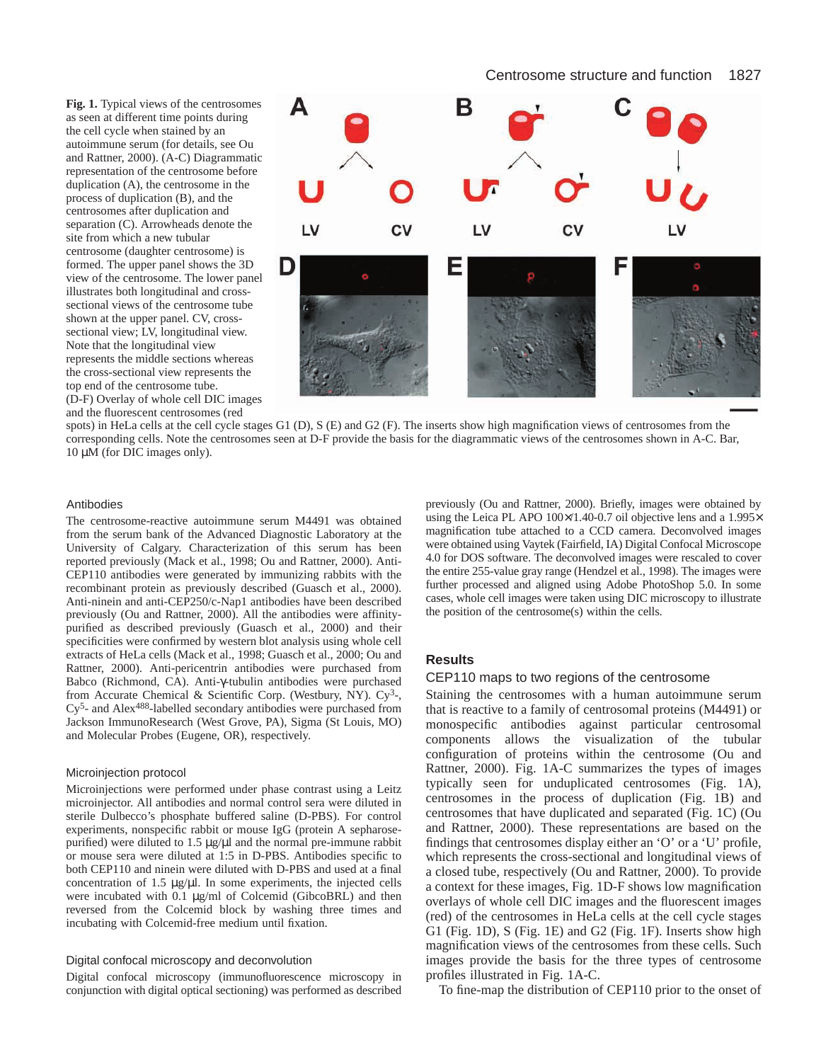**Fig. 1.** Typical views of the centrosomes as seen at different time points during the cell cycle when stained by an autoimmune serum (for details, see Ou and Rattner, 2000). (A-C) Diagrammatic representation of the centrosome before duplication (A), the centrosome in the process of duplication (B), and the centrosomes after duplication and separation (C). Arrowheads denote the site from which a new tubular centrosome (daughter centrosome) is formed. The upper panel shows the 3D view of the centrosome. The lower panel illustrates both longitudinal and cross-sectional views of the centrosome tube shown at the upper panel. CV, cross-sectional view; LV, longitudinal view. Note that the longitudinal view represents the middle sections whereas the cross-sectional view represents the top end of the centrosome tube. (D-F) Overlay of whole cell DIC images and the fluorescent centrosomes (red spots) in HeLa cells at the cell cycle stages G1 (D), S (E) and G2 (F). The inserts show high magnification views of centrosomes from the corresponding cells. Note the centrosomes seen at D-F provide the basis for the diagrammatic views of the centrosomes shown in A-C. Bar, 10 μM (for DIC images only).

### Antibodies

The centrosome-reactive autoimmune serum M4491 was obtained from the serum bank of the Advanced Diagnostic Laboratory at the University of Calgary. Characterization of this serum has been reported previously (Mack et al., 1998; Ou and Rattner, 2000). Anti-CEP110 antibodies were generated by immunizing rabbits with the recombinant protein as previously described (Guasch et al., 2000). Anti-ninein and anti-CEP250/c-Nap1 antibodies have been described previously (Ou and Rattner, 2000). All the antibodies were affinity-purified as described previously (Guasch et al., 2000) and their specificities were confirmed by western blot analysis using whole cell extracts of HeLa cells (Mack et al., 1998; Guasch et al., 2000; Ou and Rattner, 2000). Anti-pericentrin antibodies were purchased from Babco (Richmond, CA). Anti-γ-tubulin antibodies were purchased from Accurate Chemical & Scientific Corp. (Westbury, NY). Cy[3]-, Cy[5]- and Alex[488]-labelled secondary antibodies were purchased from Jackson ImmunoResearch (West Grove, PA), Sigma (St Louis, MO) and Molecular Probes (Eugene, OR), respectively.

### Microinjection protocol

Microinjections were performed under phase contrast using a Leitz microinjector. All antibodies and normal control sera were diluted in sterile Dulbecco's phosphate buffered saline (D-PBS). For control experiments, nonspecific rabbit or mouse IgG (protein A sepharose-purified) were diluted to 1.5 μg/μl and the normal pre-immune rabbit or mouse sera were diluted at 1:5 in D-PBS. Antibodies specific to both CEP110 and ninein were diluted with D-PBS and used at a final concentration of 1.5 μg/μl. In some experiments, the injected cells were incubated with 0.1 μg/ml of Colcemid (GibcoBRL) and then reversed from the Colcemid block by washing three times and incubating with Colcemid-free medium until fixation.

### Digital confocal microscopy and deconvolution

Digital confocal microscopy (immunofluorescence microscopy in conjunction with digital optical sectioning) was performed as described previously (Ou and Rattner, 2000). Briefly, images were obtained by using the Leica PL APO 100×/1.40-0.7 oil objective lens and a 1.995× magnification tube attached to a CCD camera. Deconvolved images were obtained using Vaytek (Fairfield, IA) Digital Confocal Microscope 4.0 for DOS software. The deconvolved images were rescaled to cover the entire 255-value gray range (Hendzel et al., 1998). The images were further processed and aligned using Adobe PhotoShop 5.0. In some cases, whole cell images were taken using DIC microscopy to illustrate the position of the centrosome(s) within the cells.

## Results

### CEP110 maps to two regions of the centrosome

Staining the centrosomes with a human autoimmune serum that is reactive to a family of centrosomal proteins (M4491) or monospecific antibodies against particular centrosomal components allows the visualization of the tubular configuration of proteins within the centrosome (Ou and Rattner, 2000). Fig. 1A-C summarizes the types of images typically seen for unduplicated centrosomes (Fig. 1A), centrosomes in the process of duplication (Fig. 1B) and centrosomes that have duplicated and separated (Fig. 1C) (Ou and Rattner, 2000). These representations are based on the findings that centrosomes display either an 'O' or a 'U' profile, which represents the cross-sectional and longitudinal views of a closed tube, respectively (Ou and Rattner, 2000). To provide a context for these images, Fig. 1D-F shows low magnification overlays of whole cell DIC images and the fluorescent images (red) of the centrosomes in HeLa cells at the cell cycle stages G1 (Fig. 1D), S (Fig. 1E) and G2 (Fig. 1F). Inserts show high magnification views of the centrosomes from these cells. Such images provide the basis for the three types of centrosome profiles illustrated in Fig. 1A-C.

To fine-map the distribution of CEP110 prior to the onset of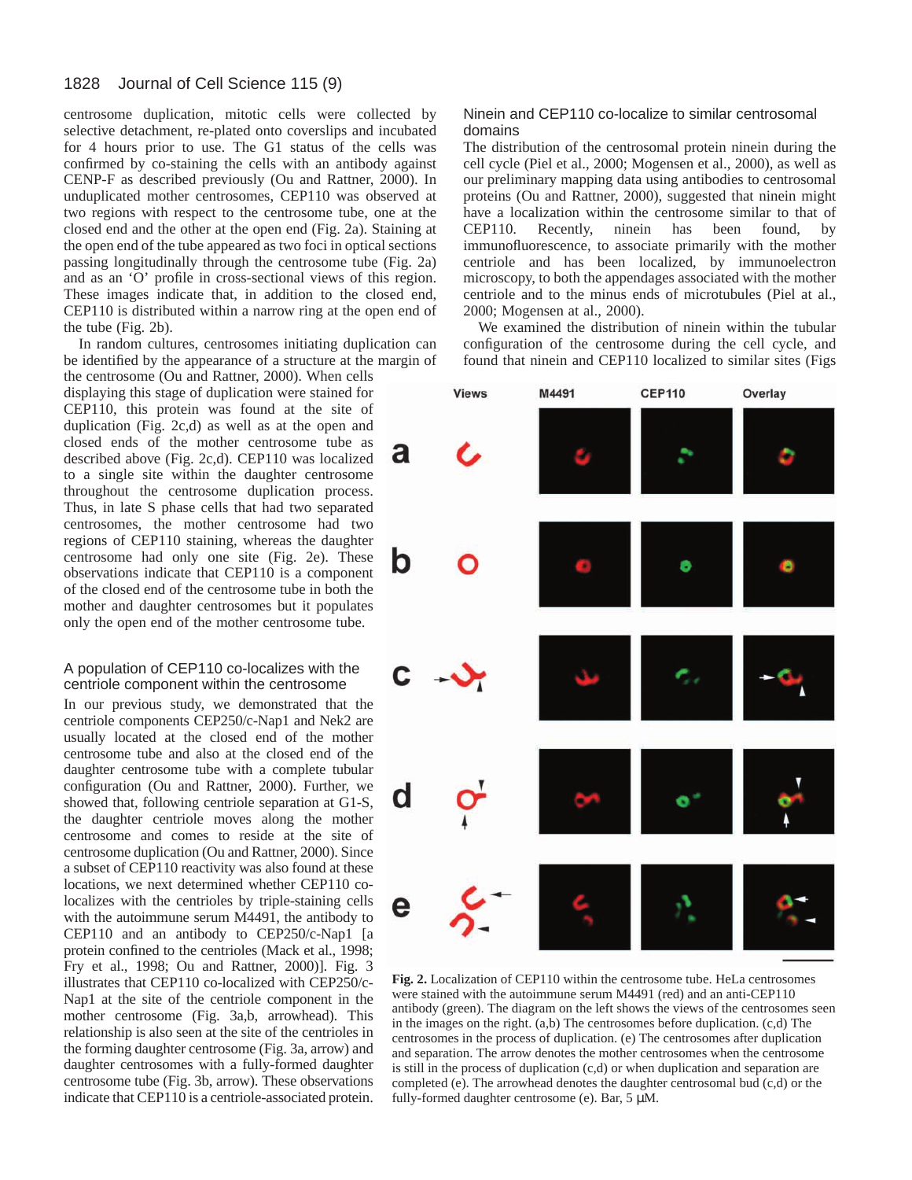centrosome duplication, mitotic cells were collected by selective detachment, re-plated onto coverslips and incubated for 4 hours prior to use. The G1 status of the cells was confirmed by co-staining the cells with an antibody against CENP-F as described previously (Ou and Rattner, 2000). In unduplicated mother centrosomes, CEP110 was observed at two regions with respect to the centrosome tube, one at the closed end and the other at the open end (Fig. 2a). Staining at the open end of the tube appeared as two foci in optical sections passing longitudinally through the centrosome tube (Fig. 2a) and as an 'O' profile in cross-sectional views of this region. These images indicate that, in addition to the closed end, CEP110 is distributed within a narrow ring at the open end of the tube (Fig. 2b).

In random cultures, centrosomes initiating duplication can be identified by the appearance of a structure at the margin of the centrosome (Ou and Rattner, 2000). When cells displaying this stage of duplication were stained for CEP110, this protein was found at the site of duplication (Fig. 2c,d) as well as at the open and closed ends of the mother centrosome tube as described above (Fig. 2c,d). CEP110 was localized to a single site within the daughter centrosome throughout the centrosome duplication process. Thus, in late S phase cells that had two separated centrosomes, the mother centrosome had two regions of CEP110 staining, whereas the daughter centrosome had only one site (Fig. 2e). These observations indicate that CEP110 is a component of the closed end of the centrosome tube in both the mother and daughter centrosomes but it populates only the open end of the mother centrosome tube.

## A population of CEP110 co-localizes with the centriole component within the centrosome

In our previous study, we demonstrated that the centriole components CEP250/c-Nap1 and Nek2 are usually located at the closed end of the mother centrosome tube and also at the closed end of the daughter centrosome tube with a complete tubular configuration (Ou and Rattner, 2000). Further, we showed that, following centriole separation at G1-S, the daughter centriole moves along the mother centrosome and comes to reside at the site of centrosome duplication (Ou and Rattner, 2000). Since a subset of CEP110 reactivity was also found at these locations, we next determined whether CEP110 co-localizes with the centrioles by triple-staining cells with the autoimmune serum M4491, the antibody to CEP110 and an antibody to CEP250/c-Nap1 [a protein confined to the centrioles (Mack et al., 1998; Fry et al., 1998; Ou and Rattner, 2000)]. Fig. 3 illustrates that CEP110 co-localized with CEP250/c-Nap1 at the site of the centriole component in the mother centrosome (Fig. 3a,b, arrowhead). This relationship is also seen at the site of the centrioles in the forming daughter centrosome (Fig. 3a, arrow) and daughter centrosomes with a fully-formed daughter centrosome tube (Fig. 3b, arrow). These observations indicate that CEP110 is a centriole-associated protein.

## Ninein and CEP110 co-localize to similar centrosomal domains

The distribution of the centrosomal protein ninein during the cell cycle (Piel et al., 2000; Mogensen et al., 2000), as well as our preliminary mapping data using antibodies to centrosomal proteins (Ou and Rattner, 2000), suggested that ninein might have a localization within the centrosome similar to that of CEP110. Recently, ninein has been found, by immunofluorescence, to associate primarily with the mother centriole and has been localized, by immunoelectron microscopy, to both the appendages associated with the mother centriole and to the minus ends of microtubules (Piel at al., 2000; Mogensen at al., 2000).

We examined the distribution of ninein within the tubular configuration of the centrosome during the cell cycle, and found that ninein and CEP110 localized to similar sites (Figs

**Fig. 2.** Localization of CEP110 within the centrosome tube. HeLa centrosomes were stained with the autoimmune serum M4491 (red) and an anti-CEP110 antibody (green). The diagram on the left shows the views of the centrosomes seen in the images on the right. (a,b) The centrosomes before duplication. (c,d) The centrosomes in the process of duplication. (e) The centrosomes after duplication and separation. The arrow denotes the mother centrosomes when the centrosome is still in the process of duplication (c,d) or when duplication and separation are completed (e). The arrowhead denotes the daughter centrosomal bud (c,d) or the fully-formed daughter centrosome (e). Bar, 5 μM.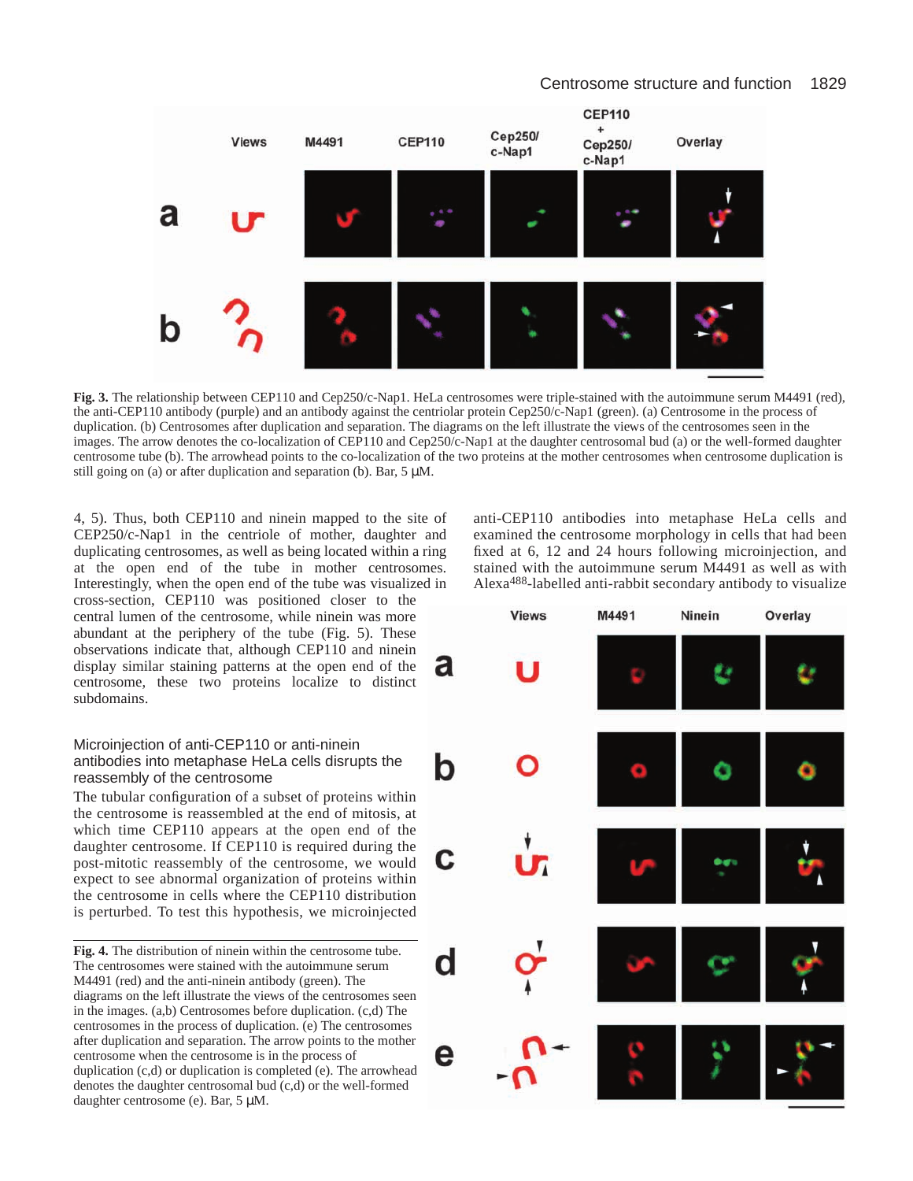Fig. 3. The relationship between CEP110 and Cep250/c-Nap1. HeLa centrosomes were triple-stained with the autoimmune serum M4491 (red), the anti-CEP110 antibody (purple) and an antibody against the centriolar protein Cep250/c-Nap1 (green). (a) Centrosome in the process of duplication. (b) Centrosomes after duplication and separation. The diagrams on the left illustrate the views of the centrosomes seen in the images. The arrow denotes the co-localization of CEP110 and Cep250/c-Nap1 at the daughter centrosomal bud (a) or the well-formed daughter centrosome tube (b). The arrowhead points to the co-localization of the two proteins at the mother centrosomes when centrosome duplication is still going on (a) or after duplication and separation (b). Bar, 5 μM.

4, 5). Thus, both CEP110 and ninein mapped to the site of CEP250/c-Nap1 in the centriole of mother, daughter and duplicating centrosomes, as well as being located within a ring at the open end of the tube in mother centrosomes. Interestingly, when the open end of the tube was visualized in cross-section, CEP110 was positioned closer to the central lumen of the centrosome, while ninein was more abundant at the periphery of the tube (Fig. 5). These observations indicate that, although CEP110 and ninein display similar staining patterns at the open end of the centrosome, these two proteins localize to distinct subdomains.

## Microinjection of anti-CEP110 or anti-ninein antibodies into metaphase HeLa cells disrupts the reassembly of the centrosome

The tubular configuration of a subset of proteins within the centrosome is reassembled at the end of mitosis, at which time CEP110 appears at the open end of the daughter centrosome. If CEP110 is required during the post-mitotic reassembly of the centrosome, we would expect to see abnormal organization of proteins within the centrosome in cells where the CEP110 distribution is perturbed. To test this hypothesis, we microinjected anti-CEP110 antibodies into metaphase HeLa cells and examined the centrosome morphology in cells that had been fixed at 6, 12 and 24 hours following microinjection, and stained with the autoimmune serum M4491 as well as with Alexa[488]-labelled anti-rabbit secondary antibody to visualize

Fig. 4. The distribution of ninein within the centrosome tube. The centrosomes were stained with the autoimmune serum M4491 (red) and the anti-ninein antibody (green). The diagrams on the left illustrate the views of the centrosomes seen in the images. (a,b) Centrosomes before duplication. (c,d) The centrosomes in the process of duplication. (e) The centrosomes after duplication and separation. The arrow points to the mother centrosome when the centrosome is in the process of duplication (c,d) or duplication is completed (e). The arrowhead denotes the daughter centrosomal bud (c,d) or the well-formed daughter centrosome (e). Bar, 5 μM.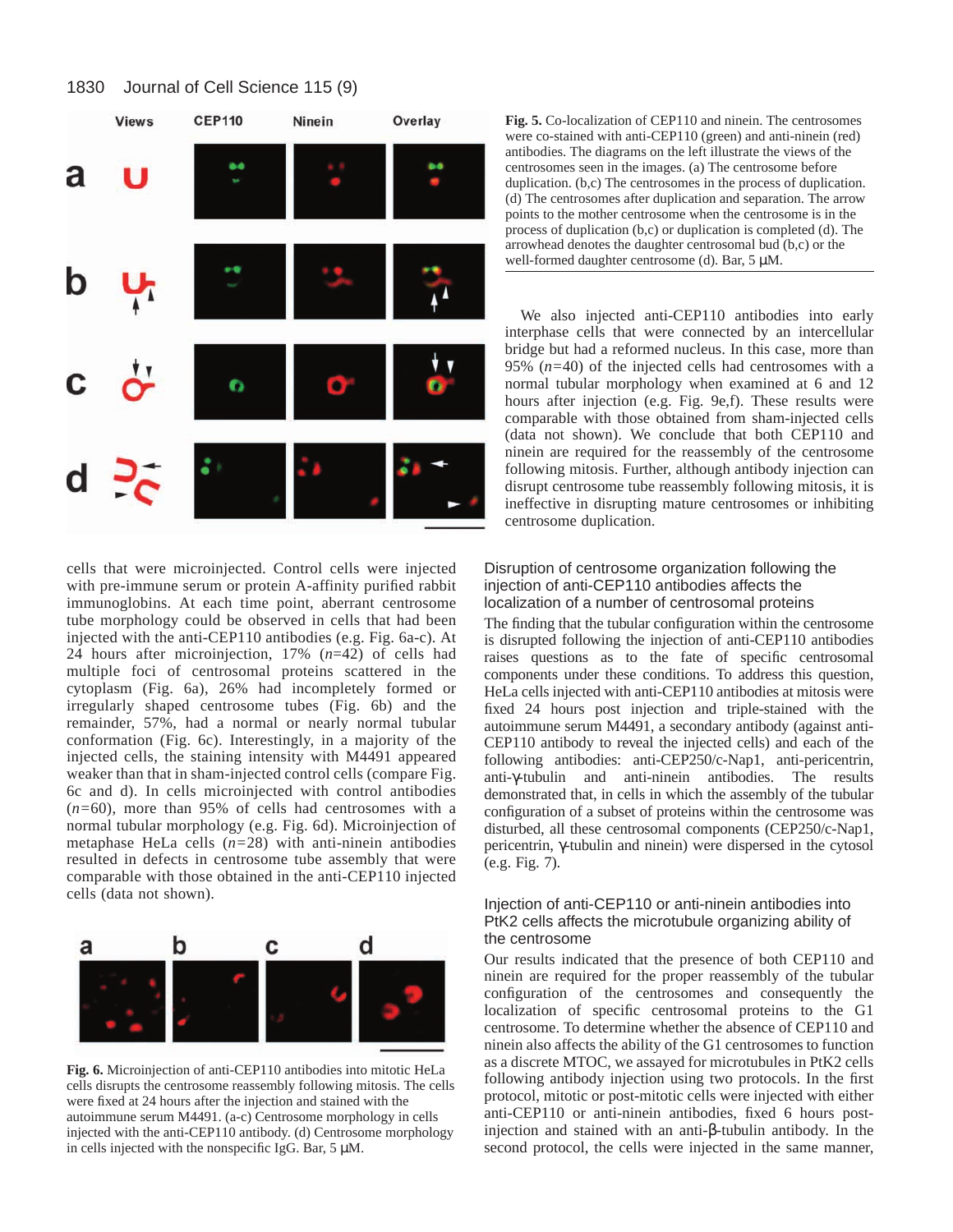**Fig. 5.** Co-localization of CEP110 and ninein. The centrosomes were co-stained with anti-CEP110 (green) and anti-ninein (red) antibodies. The diagrams on the left illustrate the views of the centrosomes seen in the images. (a) The centrosome before duplication. (b,c) The centrosomes in the process of duplication. (d) The centrosomes after duplication and separation. The arrow points to the mother centrosome when the centrosome is in the process of duplication (b,c) or duplication is completed (d). The arrowhead denotes the daughter centrosomal bud (b,c) or the well-formed daughter centrosome (d). Bar, 5 μM.

cells that were microinjected. Control cells were injected with pre-immune serum or protein A-affinity purified rabbit immunoglobins. At each time point, aberrant centrosome tube morphology could be observed in cells that had been injected with the anti-CEP110 antibodies (e.g. Fig. 6a-c). At 24 hours after microinjection, 17% (*n*=42) of cells had multiple foci of centrosomal proteins scattered in the cytoplasm (Fig. 6a), 26% had incompletely formed or irregularly shaped centrosome tubes (Fig. 6b) and the remainder, 57%, had a normal or nearly normal tubular conformation (Fig. 6c). Interestingly, in a majority of the injected cells, the staining intensity with M4491 appeared weaker than that in sham-injected control cells (compare Fig. 6c and d). In cells microinjected with control antibodies (*n*=60), more than 95% of cells had centrosomes with a normal tubular morphology (e.g. Fig. 6d). Microinjection of metaphase HeLa cells (*n*=28) with anti-ninein antibodies resulted in defects in centrosome tube assembly that were comparable with those obtained in the anti-CEP110 injected cells (data not shown).

**Fig. 6.** Microinjection of anti-CEP110 antibodies into mitotic HeLa cells disrupts the centrosome reassembly following mitosis. The cells were fixed at 24 hours after the injection and stained with the autoimmune serum M4491. (a-c) Centrosome morphology in cells injected with the anti-CEP110 antibody. (d) Centrosome morphology in cells injected with the nonspecific IgG. Bar, 5 μM.

We also injected anti-CEP110 antibodies into early interphase cells that were connected by an intercellular bridge but had a reformed nucleus. In this case, more than 95% (*n*=40) of the injected cells had centrosomes with a normal tubular morphology when examined at 6 and 12 hours after injection (e.g. Fig. 9e,f). These results were comparable with those obtained from sham-injected cells (data not shown). We conclude that both CEP110 and ninein are required for the reassembly of the centrosome following mitosis. Further, although antibody injection can disrupt centrosome tube reassembly following mitosis, it is ineffective in disrupting mature centrosomes or inhibiting centrosome duplication.

### Disruption of centrosome organization following the injection of anti-CEP110 antibodies affects the localization of a number of centrosomal proteins

The finding that the tubular configuration within the centrosome is disrupted following the injection of anti-CEP110 antibodies raises questions as to the fate of specific centrosomal components under these conditions. To address this question, HeLa cells injected with anti-CEP110 antibodies at mitosis were fixed 24 hours post injection and triple-stained with the autoimmune serum M4491, a secondary antibody (against anti-CEP110 antibody to reveal the injected cells) and each of the following antibodies: anti-CEP250/c-Nap1, anti-pericentrin, anti-γ-tubulin and anti-ninein antibodies. The results demonstrated that, in cells in which the assembly of the tubular configuration of a subset of proteins within the centrosome was disturbed, all these centrosomal components (CEP250/c-Nap1, pericentrin, γ-tubulin and ninein) were dispersed in the cytosol (e.g. Fig. 7).

### Injection of anti-CEP110 or anti-ninein antibodies into PtK2 cells affects the microtubule organizing ability of the centrosome

Our results indicated that the presence of both CEP110 and ninein are required for the proper reassembly of the tubular configuration of the centrosomes and consequently the localization of specific centrosomal proteins to the G1 centrosome. To determine whether the absence of CEP110 and ninein also affects the ability of the G1 centrosomes to function as a discrete MTOC, we assayed for microtubules in PtK2 cells following antibody injection using two protocols. In the first protocol, mitotic or post-mitotic cells were injected with either anti-CEP110 or anti-ninein antibodies, fixed 6 hours post-injection and stained with an anti-β-tubulin antibody. In the second protocol, the cells were injected in the same manner,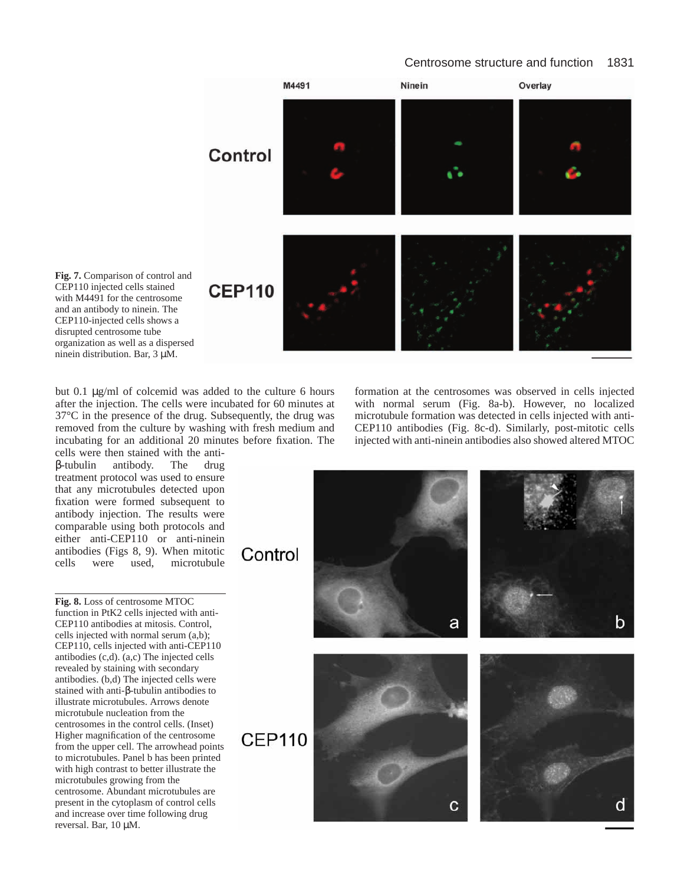**Fig. 7.** Comparison of control and CEP110 injected cells stained with M4491 for the centrosome and an antibody to ninein. The CEP110-injected cells shows a disrupted centrosome tube organization as well as a dispersed ninein distribution. Bar, 3 μM.

but 0.1 μg/ml of colcemid was added to the culture 6 hours after the injection. The cells were incubated for 60 minutes at 37°C in the presence of the drug. Subsequently, the drug was removed from the culture by washing with fresh medium and incubating for an additional 20 minutes before fixation. The cells were then stained with the anti-β-tubulin antibody. The drug treatment protocol was used to ensure that any microtubules detected upon fixation were formed subsequent to antibody injection. The results were comparable using both protocols and either anti-CEP110 or anti-ninein antibodies (Figs 8, 9). When mitotic cells were used, microtubule formation at the centrosomes was observed in cells injected with normal serum (Fig. 8a-b). However, no localized microtubule formation was detected in cells injected with anti-CEP110 antibodies (Fig. 8c-d). Similarly, post-mitotic cells injected with anti-ninein antibodies also showed altered MTOC

**Fig. 8.** Loss of centrosome MTOC function in PtK2 cells injected with anti-CEP110 antibodies at mitosis. Control, cells injected with normal serum (a,b); CEP110, cells injected with anti-CEP110 antibodies (c,d). (a,c) The injected cells revealed by staining with secondary antibodies. (b,d) The injected cells were stained with anti-β-tubulin antibodies to illustrate microtubules. Arrows denote microtubule nucleation from the centrosomes in the control cells. (Inset) Higher magnification of the centrosome from the upper cell. The arrowhead points to microtubules. Panel b has been printed with high contrast to better illustrate the microtubules growing from the centrosome. Abundant microtubules are present in the cytoplasm of control cells and increase over time following drug reversal. Bar, 10 μM.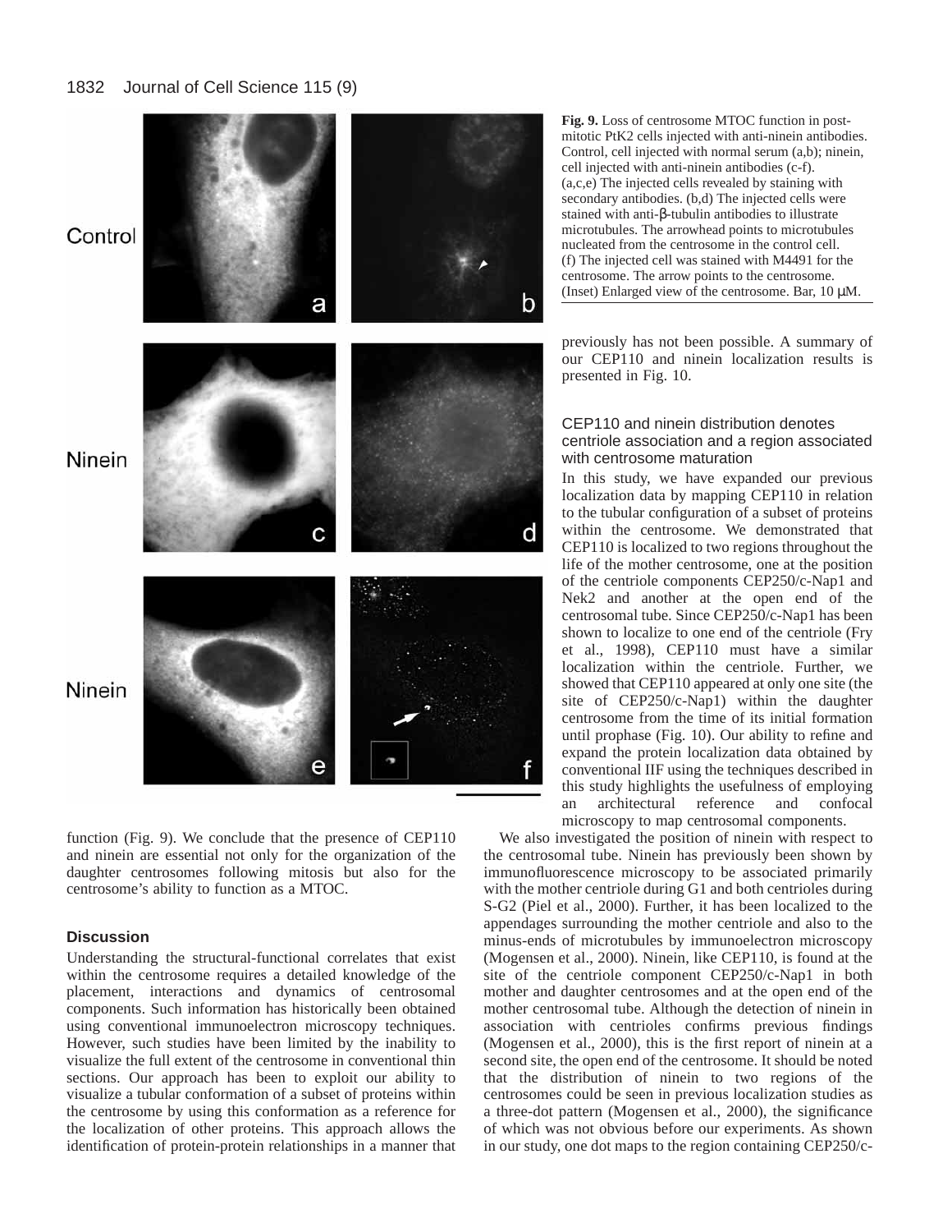**Fig. 9.** Loss of centrosome MTOC function in post-mitotic PtK2 cells injected with anti-ninein antibodies. Control, cell injected with normal serum (a,b); ninein, cell injected with anti-ninein antibodies (c-f). (a,c,e) The injected cells revealed by staining with secondary antibodies. (b,d) The injected cells were stained with anti-β-tubulin antibodies to illustrate microtubules. The arrowhead points to microtubules nucleated from the centrosome in the control cell. (f) The injected cell was stained with M4491 for the centrosome. The arrow points to the centrosome. (Inset) Enlarged view of the centrosome. Bar, 10 μM.

function (Fig. 9). We conclude that the presence of CEP110 and ninein are essential not only for the organization of the daughter centrosomes following mitosis but also for the centrosome's ability to function as a MTOC.

## Discussion

Understanding the structural-functional correlates that exist within the centrosome requires a detailed knowledge of the placement, interactions and dynamics of centrosomal components. Such information has historically been obtained using conventional immunoelectron microscopy techniques. However, such studies have been limited by the inability to visualize the full extent of the centrosome in conventional thin sections. Our approach has been to exploit our ability to visualize a tubular conformation of a subset of proteins within the centrosome by using this conformation as a reference for the localization of other proteins. This approach allows the identification of protein-protein relationships in a manner that previously has not been possible. A summary of our CEP110 and ninein localization results is presented in Fig. 10.

### CEP110 and ninein distribution denotes centriole association and a region associated with centrosome maturation

In this study, we have expanded our previous localization data by mapping CEP110 in relation to the tubular configuration of a subset of proteins within the centrosome. We demonstrated that CEP110 is localized to two regions throughout the life of the mother centrosome, one at the position of the centriole components CEP250/c-Nap1 and Nek2 and another at the open end of the centrosomal tube. Since CEP250/c-Nap1 has been shown to localize to one end of the centriole (Fry et al., 1998), CEP110 must have a similar localization within the centriole. Further, we showed that CEP110 appeared at only one site (the site of CEP250/c-Nap1) within the daughter centrosome from the time of its initial formation until prophase (Fig. 10). Our ability to refine and expand the protein localization data obtained by conventional IIF using the techniques described in this study highlights the usefulness of employing an architectural reference and confocal microscopy to map centrosomal components.

We also investigated the position of ninein with respect to the centrosomal tube. Ninein has previously been shown by immunofluorescence microscopy to be associated primarily with the mother centriole during G1 and both centrioles during S-G2 (Piel et al., 2000). Further, it has been localized to the appendages surrounding the mother centriole and also to the minus-ends of microtubules by immunoelectron microscopy (Mogensen et al., 2000). Ninein, like CEP110, is found at the site of the centriole component CEP250/c-Nap1 in both mother and daughter centrosomes and at the open end of the mother centrosomal tube. Although the detection of ninein in association with centrioles confirms previous findings (Mogensen et al., 2000), this is the first report of ninein at a second site, the open end of the centrosome. It should be noted that the distribution of ninein to two regions of the centrosomes could be seen in previous localization studies as a three-dot pattern (Mogensen et al., 2000), the significance of which was not obvious before our experiments. As shown in our study, one dot maps to the region containing CEP250/c-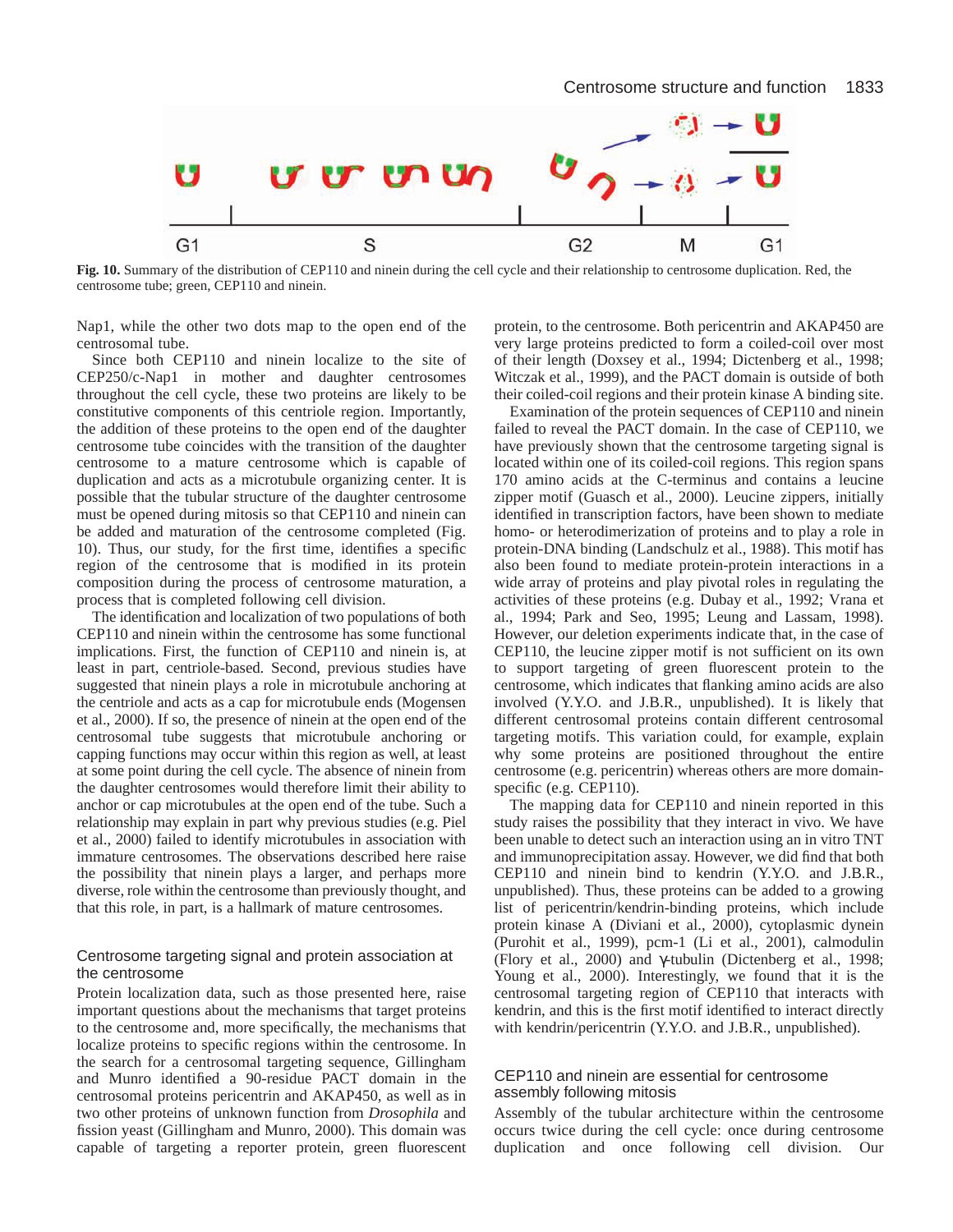Fig. 10. Summary of the distribution of CEP110 and ninein during the cell cycle and their relationship to centrosome duplication. Red, the centrosome tube; green, CEP110 and ninein.

Nap1, while the other two dots map to the open end of the centrosomal tube.

Since both CEP110 and ninein localize to the site of CEP250/c-Nap1 in mother and daughter centrosomes throughout the cell cycle, these two proteins are likely to be constitutive components of this centriole region. Importantly, the addition of these proteins to the open end of the daughter centrosome tube coincides with the transition of the daughter centrosome to a mature centrosome which is capable of duplication and acts as a microtubule organizing center. It is possible that the tubular structure of the daughter centrosome must be opened during mitosis so that CEP110 and ninein can be added and maturation of the centrosome completed (Fig. 10). Thus, our study, for the first time, identifies a specific region of the centrosome that is modified in its protein composition during the process of centrosome maturation, a process that is completed following cell division.

The identification and localization of two populations of both CEP110 and ninein within the centrosome has some functional implications. First, the function of CEP110 and ninein is, at least in part, centriole-based. Second, previous studies have suggested that ninein plays a role in microtubule anchoring at the centriole and acts as a cap for microtubule ends (Mogensen et al., 2000). If so, the presence of ninein at the open end of the centrosomal tube suggests that microtubule anchoring or capping functions may occur within this region as well, at least at some point during the cell cycle. The absence of ninein from the daughter centrosomes would therefore limit their ability to anchor or cap microtubules at the open end of the tube. Such a relationship may explain in part why previous studies (e.g. Piel et al., 2000) failed to identify microtubules in association with immature centrosomes. The observations described here raise the possibility that ninein plays a larger, and perhaps more diverse, role within the centrosome than previously thought, and that this role, in part, is a hallmark of mature centrosomes.

## Centrosome targeting signal and protein association at the centrosome

Protein localization data, such as those presented here, raise important questions about the mechanisms that target proteins to the centrosome and, more specifically, the mechanisms that localize proteins to specific regions within the centrosome. In the search for a centrosomal targeting sequence, Gillingham and Munro identified a 90-residue PACT domain in the centrosomal proteins pericentrin and AKAP450, as well as in two other proteins of unknown function from *Drosophila* and fission yeast (Gillingham and Munro, 2000). This domain was capable of targeting a reporter protein, green fluorescent protein, to the centrosome. Both pericentrin and AKAP450 are very large proteins predicted to form a coiled-coil over most of their length (Doxsey et al., 1994; Dictenberg et al., 1998; Witczak et al., 1999), and the PACT domain is outside of both their coiled-coil regions and their protein kinase A binding site.

Examination of the protein sequences of CEP110 and ninein failed to reveal the PACT domain. In the case of CEP110, we have previously shown that the centrosome targeting signal is located within one of its coiled-coil regions. This region spans 170 amino acids at the C-terminus and contains a leucine zipper motif (Guasch et al., 2000). Leucine zippers, initially identified in transcription factors, have been shown to mediate homo- or heterodimerization of proteins and to play a role in protein-DNA binding (Landschulz et al., 1988). This motif has also been found to mediate protein-protein interactions in a wide array of proteins and play pivotal roles in regulating the activities of these proteins (e.g. Dubay et al., 1992; Vrana et al., 1994; Park and Seo, 1995; Leung and Lassam, 1998). However, our deletion experiments indicate that, in the case of CEP110, the leucine zipper motif is not sufficient on its own to support targeting of green fluorescent protein to the centrosome, which indicates that flanking amino acids are also involved (Y.Y.O. and J.B.R., unpublished). It is likely that different centrosomal proteins contain different centrosomal targeting motifs. This variation could, for example, explain why some proteins are positioned throughout the entire centrosome (e.g. pericentrin) whereas others are more domain-specific (e.g. CEP110).

The mapping data for CEP110 and ninein reported in this study raises the possibility that they interact in vivo. We have been unable to detect such an interaction using an in vitro TNT and immunoprecipitation assay. However, we did find that both CEP110 and ninein bind to kendrin (Y.Y.O. and J.B.R., unpublished). Thus, these proteins can be added to a growing list of pericentrin/kendrin-binding proteins, which include protein kinase A (Diviani et al., 2000), cytoplasmic dynein (Purohit et al., 1999), pcm-1 (Li et al., 2001), calmodulin (Flory et al., 2000) and γ-tubulin (Dictenberg et al., 1998; Young et al., 2000). Interestingly, we found that it is the centrosomal targeting region of CEP110 that interacts with kendrin, and this is the first motif identified to interact directly with kendrin/pericentrin (Y.Y.O. and J.B.R., unpublished).

## CEP110 and ninein are essential for centrosome assembly following mitosis

Assembly of the tubular architecture within the centrosome occurs twice during the cell cycle: once during centrosome duplication and once following cell division. Our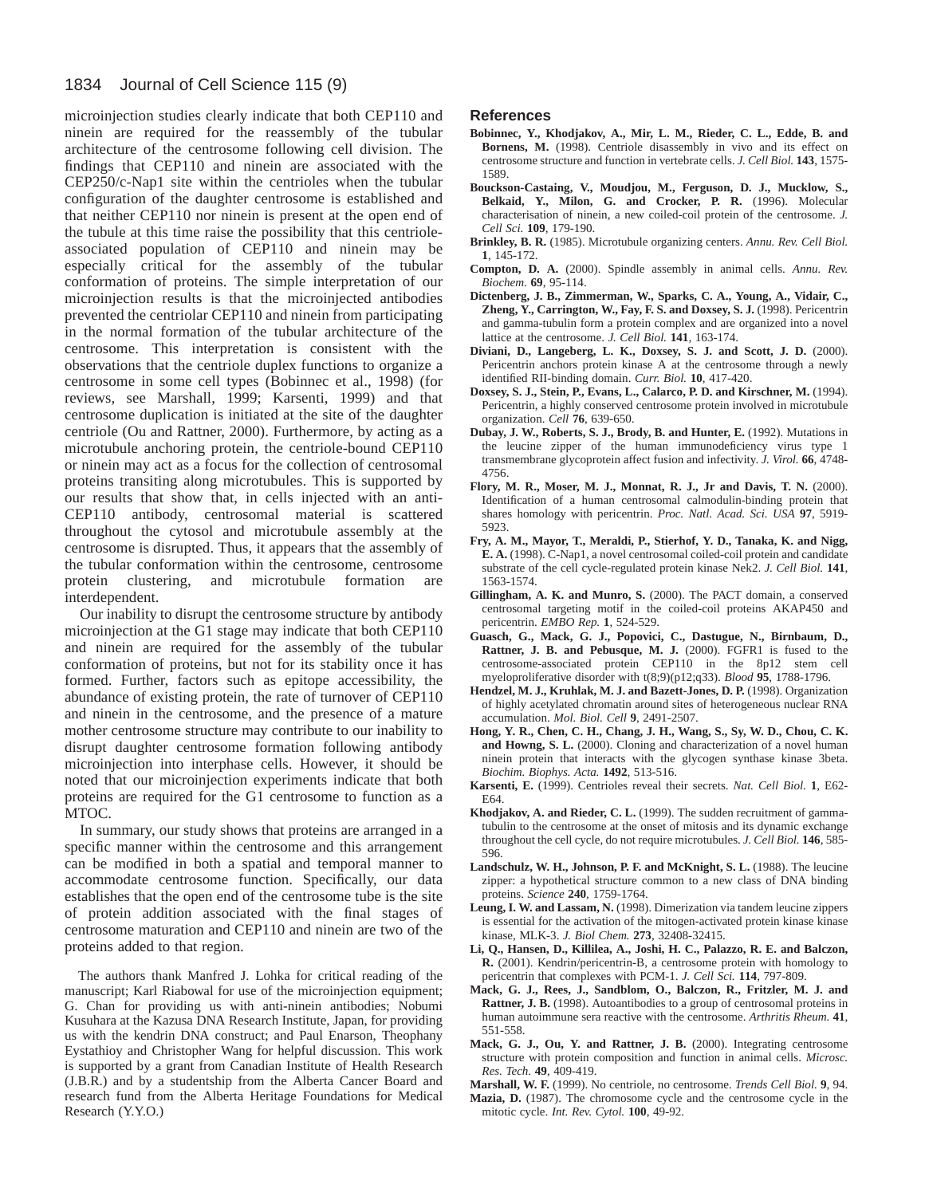microinjection studies clearly indicate that both CEP110 and ninein are required for the reassembly of the tubular architecture of the centrosome following cell division. The findings that CEP110 and ninein are associated with the CEP250/c-Nap1 site within the centrioles when the tubular configuration of the daughter centrosome is established and that neither CEP110 nor ninein is present at the open end of the tubule at this time raise the possibility that this centriole-associated population of CEP110 and ninein may be especially critical for the assembly of the tubular conformation of proteins. The simple interpretation of our microinjection results is that the microinjected antibodies prevented the centriolar CEP110 and ninein from participating in the normal formation of the tubular architecture of the centrosome. This interpretation is consistent with the observations that the centriole duplex functions to organize a centrosome in some cell types (Bobinnec et al., 1998) (for reviews, see Marshall, 1999; Karsenti, 1999) and that centrosome duplication is initiated at the site of the daughter centriole (Ou and Rattner, 2000). Furthermore, by acting as a microtubule anchoring protein, the centriole-bound CEP110 or ninein may act as a focus for the collection of centrosomal proteins transiting along microtubules. This is supported by our results that show that, in cells injected with an anti-CEP110 antibody, centrosomal material is scattered throughout the cytosol and microtubule assembly at the centrosome is disrupted. Thus, it appears that the assembly of the tubular conformation within the centrosome, centrosome protein clustering, and microtubule formation are interdependent.

Our inability to disrupt the centrosome structure by antibody microinjection at the G1 stage may indicate that both CEP110 and ninein are required for the assembly of the tubular conformation of proteins, but not for its stability once it has formed. Further, factors such as epitope accessibility, the abundance of existing protein, the rate of turnover of CEP110 and ninein in the centrosome, and the presence of a mature mother centrosome structure may contribute to our inability to disrupt daughter centrosome formation following antibody microinjection into interphase cells. However, it should be noted that our microinjection experiments indicate that both proteins are required for the G1 centrosome to function as a MTOC.

In summary, our study shows that proteins are arranged in a specific manner within the centrosome and this arrangement can be modified in both a spatial and temporal manner to accommodate centrosome function. Specifically, our data establishes that the open end of the centrosome tube is the site of protein addition associated with the final stages of centrosome maturation and CEP110 and ninein are two of the proteins added to that region.

The authors thank Manfred J. Lohka for critical reading of the manuscript; Karl Riabowal for use of the microinjection equipment; G. Chan for providing us with anti-ninein antibodies; Nobumi Kusuhara at the Kazusa DNA Research Institute, Japan, for providing us with the kendrin DNA construct; and Paul Enarson, Theophany Eystathioy and Christopher Wang for helpful discussion. This work is supported by a grant from Canadian Institute of Health Research (J.B.R.) and by a studentship from the Alberta Cancer Board and research fund from the Alberta Heritage Foundations for Medical Research (Y.Y.O.)

## References

**Bobinnec, Y., Khodjakov, A., Mir, L. M., Rieder, C. L., Edde, B. and Bornens, M.** (1998). Centriole disassembly in vivo and its effect on centrosome structure and function in vertebrate cells. *J. Cell Biol.* **143**, 1575-1589.

**Bouckson-Castaing, V., Moudjou, M., Ferguson, D. J., Mucklow, S., Belkaid, Y., Milon, G. and Crocker, P. R.** (1996). Molecular characterisation of ninein, a new coiled-coil protein of the centrosome. *J. Cell Sci.* **109**, 179-190.

**Brinkley, B. R.** (1985). Microtubule organizing centers. *Annu. Rev. Cell Biol.* **1**, 145-172.

**Compton, D. A.** (2000). Spindle assembly in animal cells. *Annu. Rev. Biochem.* **69**, 95-114.

**Dictenberg, J. B., Zimmerman, W., Sparks, C. A., Young, A., Vidair, C., Zheng, Y., Carrington, W., Fay, F. S. and Doxsey, S. J.** (1998). Pericentrin and gamma-tubulin form a protein complex and are organized into a novel lattice at the centrosome. *J. Cell Biol.* **141**, 163-174.

**Diviani, D., Langeberg, L. K., Doxsey, S. J. and Scott, J. D.** (2000). Pericentrin anchors protein kinase A at the centrosome through a newly identified RII-binding domain. *Curr. Biol.* **10**, 417-420.

**Doxsey, S. J., Stein, P., Evans, L., Calarco, P. D. and Kirschner, M.** (1994). Pericentrin, a highly conserved centrosome protein involved in microtubule organization. *Cell* **76**, 639-650.

**Dubay, J. W., Roberts, S. J., Brody, B. and Hunter, E.** (1992). Mutations in the leucine zipper of the human immunodeficiency virus type 1 transmembrane glycoprotein affect fusion and infectivity. *J. Virol.* **66**, 4748-4756.

**Flory, M. R., Moser, M. J., Monnat, R. J., Jr and Davis, T. N.** (2000). Identification of a human centrosomal calmodulin-binding protein that shares homology with pericentrin. *Proc. Natl. Acad. Sci. USA* **97**, 5919-5923.

**Fry, A. M., Mayor, T., Meraldi, P., Stierhof, Y. D., Tanaka, K. and Nigg, E. A.** (1998). C-Nap1, a novel centrosomal coiled-coil protein and candidate substrate of the cell cycle-regulated protein kinase Nek2. *J. Cell Biol.* **141**, 1563-1574.

**Gillingham, A. K. and Munro, S.** (2000). The PACT domain, a conserved centrosomal targeting motif in the coiled-coil proteins AKAP450 and pericentrin. *EMBO Rep.* **1**, 524-529.

**Guasch, G., Mack, G. J., Popovici, C., Dastugue, N., Birnbaum, D., Rattner, J. B. and Pebusque, M. J.** (2000). FGFR1 is fused to the centrosome-associated protein CEP110 in the 8p12 stem cell myeloproliferative disorder with t(8;9)(p12;q33). *Blood* **95**, 1788-1796.

**Hendzel, M. J., Kruhlak, M. J. and Bazett-Jones, D. P.** (1998). Organization of highly acetylated chromatin around sites of heterogeneous nuclear RNA accumulation. *Mol. Biol. Cell* **9**, 2491-2507.

**Hong, Y. R., Chen, C. H., Chang, J. H., Wang, S., Sy, W. D., Chou, C. K. and Howng, S. L.** (2000). Cloning and characterization of a novel human ninein protein that interacts with the glycogen synthase kinase 3beta. *Biochim. Biophys. Acta.* **1492**, 513-516.

**Karsenti, E.** (1999). Centrioles reveal their secrets. *Nat. Cell Biol.* **1**, E62-E64.

**Khodjakov, A. and Rieder, C. L.** (1999). The sudden recruitment of gamma-tubulin to the centrosome at the onset of mitosis and its dynamic exchange throughout the cell cycle, do not require microtubules. *J. Cell Biol.* **146**, 585-596.

**Landschulz, W. H., Johnson, P. F. and McKnight, S. L.** (1988). The leucine zipper: a hypothetical structure common to a new class of DNA binding proteins. *Science* **240**, 1759-1764.

**Leung, I. W. and Lassam, N.** (1998). Dimerization via tandem leucine zippers is essential for the activation of the mitogen-activated protein kinase kinase kinase, MLK-3. *J. Biol Chem.* **273**, 32408-32415.

**Li, Q., Hansen, D., Killilea, A., Joshi, H. C., Palazzo, R. E. and Balczon, R.** (2001). Kendrin/pericentrin-B, a centrosome protein with homology to pericentrin that complexes with PCM-1. *J. Cell Sci.* **114**, 797-809.

**Mack, G. J., Rees, J., Sandblom, O., Balczon, R., Fritzler, M. J. and Rattner, J. B.** (1998). Autoantibodies to a group of centrosomal proteins in human autoimmune sera reactive with the centrosome. *Arthritis Rheum.* **41**, 551-558.

**Mack, G. J., Ou, Y. and Rattner, J. B.** (2000). Integrating centrosome structure with protein composition and function in animal cells. *Microsc. Res. Tech.* **49**, 409-419.

**Marshall, W. F.** (1999). No centriole, no centrosome. *Trends Cell Biol.* **9**, 94.

**Mazia, D.** (1987). The chromosome cycle and the centrosome cycle in the mitotic cycle. *Int. Rev. Cytol.* **100**, 49-92.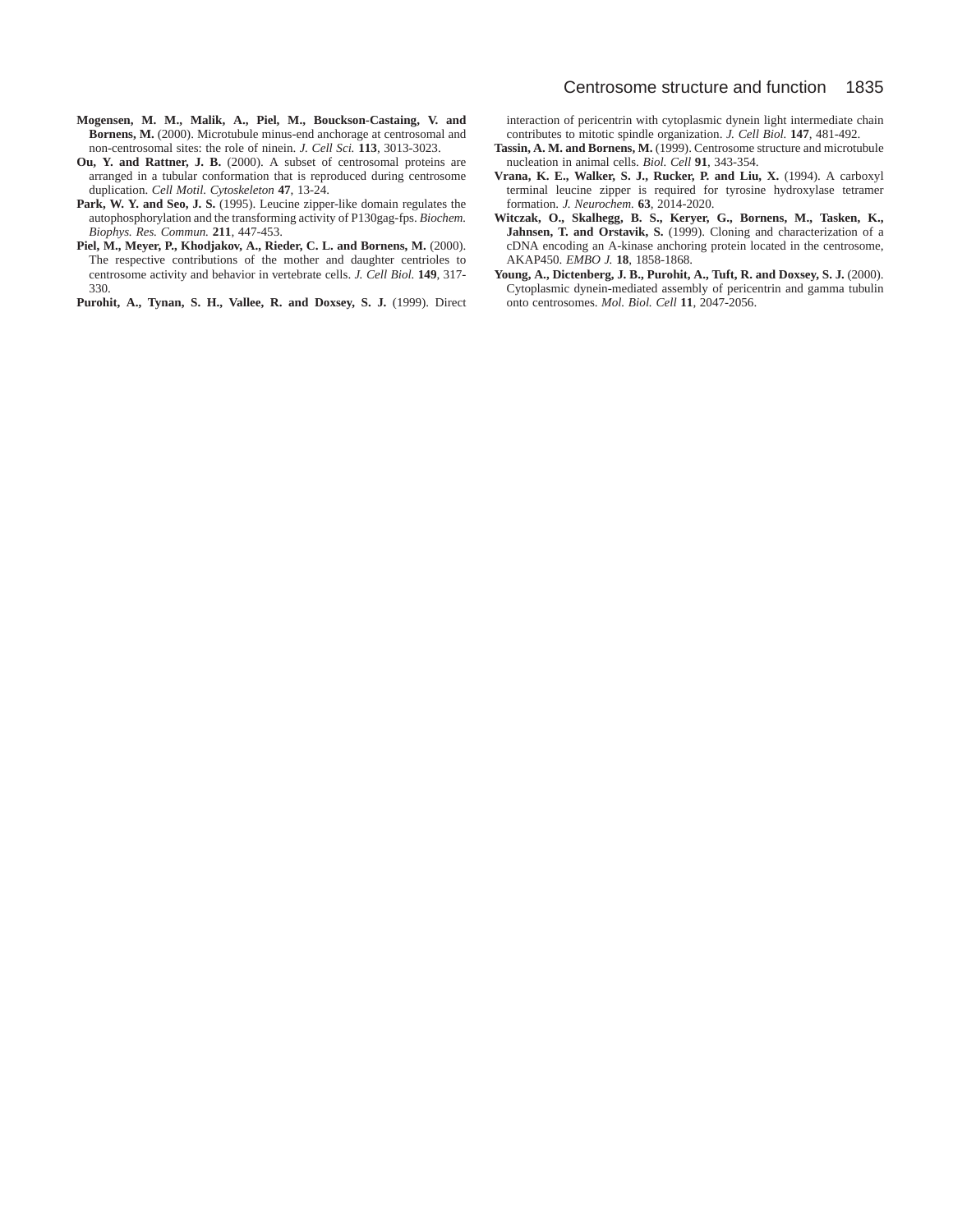**Mogensen, M. M., Malik, A., Piel, M., Bouckson-Castaing, V. and Bornens, M.** (2000). Microtubule minus-end anchorage at centrosomal and non-centrosomal sites: the role of ninein. *J. Cell Sci.* **113**, 3013-3023.

**Ou, Y. and Rattner, J. B.** (2000). A subset of centrosomal proteins are arranged in a tubular conformation that is reproduced during centrosome duplication. *Cell Motil. Cytoskeleton* **47**, 13-24.

**Park, W. Y. and Seo, J. S.** (1995). Leucine zipper-like domain regulates the autophosphorylation and the transforming activity of P130gag-fps. *Biochem. Biophys. Res. Commun.* **211**, 447-453.

**Piel, M., Meyer, P., Khodjakov, A., Rieder, C. L. and Bornens, M.** (2000). The respective contributions of the mother and daughter centrioles to centrosome activity and behavior in vertebrate cells. *J. Cell Biol.* **149**, 317-330.

**Purohit, A., Tynan, S. H., Vallee, R. and Doxsey, S. J.** (1999). Direct interaction of pericentrin with cytoplasmic dynein light intermediate chain contributes to mitotic spindle organization. *J. Cell Biol.* **147**, 481-492.

**Tassin, A. M. and Bornens, M.** (1999). Centrosome structure and microtubule nucleation in animal cells. *Biol. Cell* **91**, 343-354.

**Vrana, K. E., Walker, S. J., Rucker, P. and Liu, X.** (1994). A carboxyl terminal leucine zipper is required for tyrosine hydroxylase tetramer formation. *J. Neurochem.* **63**, 2014-2020.

**Witczak, O., Skalhegg, B. S., Keryer, G., Bornens, M., Tasken, K., Jahnsen, T. and Orstavik, S.** (1999). Cloning and characterization of a cDNA encoding an A-kinase anchoring protein located in the centrosome, AKAP450. *EMBO J.* **18**, 1858-1868.

**Young, A., Dictenberg, J. B., Purohit, A., Tuft, R. and Doxsey, S. J.** (2000). Cytoplasmic dynein-mediated assembly of pericentrin and gamma tubulin onto centrosomes. *Mol. Biol. Cell* **11**, 2047-2056.